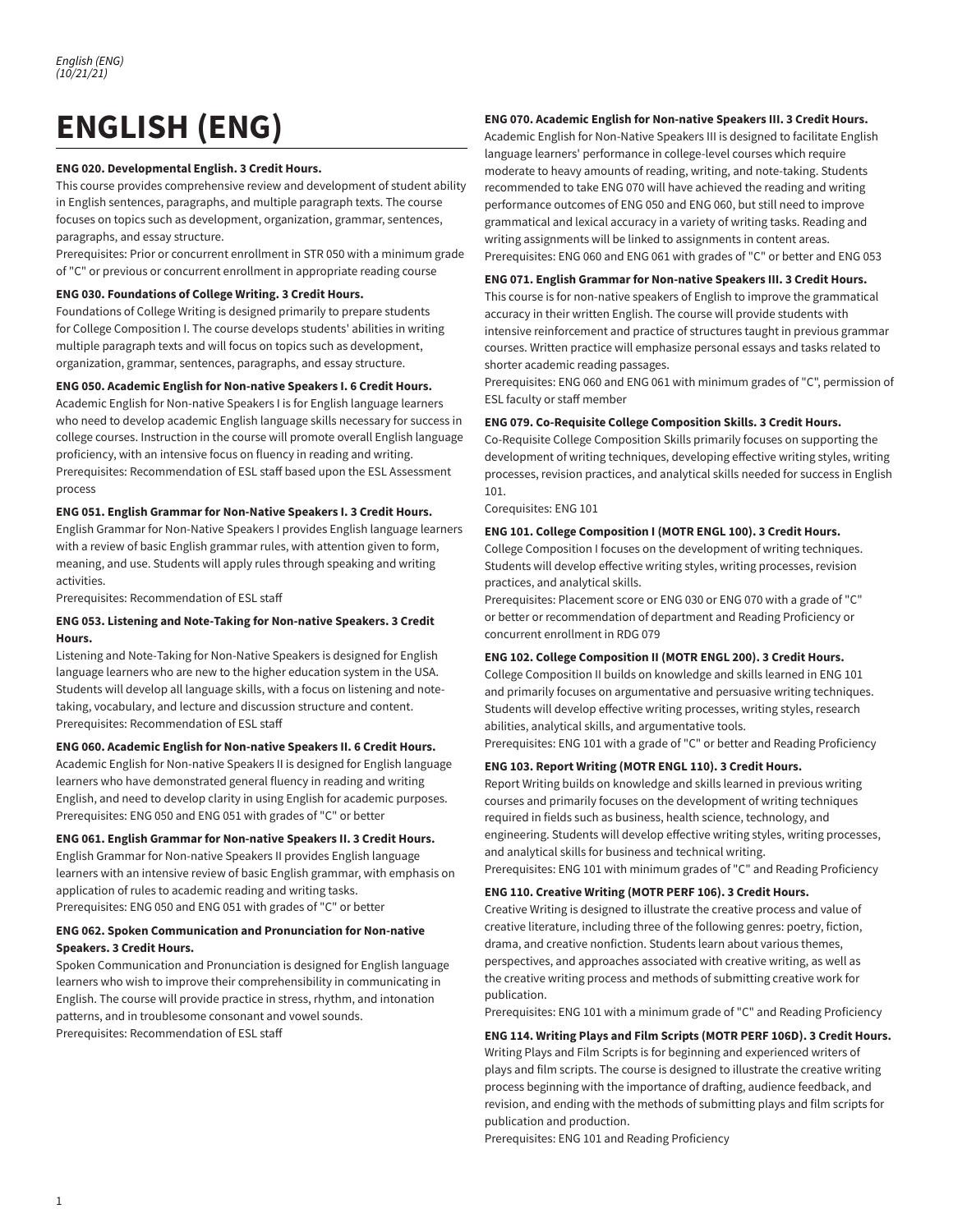# ENGLISH (ENG)

**ENG 020. Developmental English. 3 Credit Hours.**

This course provides comprehensive review and development of student ability in English sentences, paragraphs, and multiple paragraph texts. The course focuses on topics such as development, organization, grammar, sentences, paragraphs, and essay structure.

Prerequisites: Prior or concurrent enrollment in STR 050 with a minimum grade of "C" or previous or concurrent enrollment in appropriate reading course

**ENG 030. Foundations of College Writing. 3 Credit Hours.**

Foundations of College Writing is designed primarily to prepare students for College Composition I. The course develops students' abilities in writing multiple paragraph texts and will focus on topics such as development, organization, grammar, sentences, paragraphs, and essay structure.

**ENG 050. Academic English for Non-native Speakers I. 6 Credit Hours.**

Academic English for Non-native Speakers I is for English language learners who need to develop academic English language skills necessary for success in college courses. Instruction in the course will promote overall English language proficiency, with an intensive focus on fluency in reading and writing.

Prerequisites: Recommendation of ESL staff based upon the ESL Assessment process

**ENG 051. English Grammar for Non-Native Speakers I. 3 Credit Hours.**

English Grammar for Non-Native Speakers I provides English language learners with a review of basic English grammar rules, with attention given to form, meaning, and use. Students will apply rules through speaking and writing activities.

Prerequisites: Recommendation of ESL staff

**ENG 053. Listening and Note-Taking for Non-native Speakers. 3 Credit Hours.**

Listening and Note-Taking for Non-Native Speakers is designed for English language learners who are new to the higher education system in the USA. Students will develop all language skills, with a focus on listening and note-taking, vocabulary, and lecture and discussion structure and content.

Prerequisites: Recommendation of ESL staff

**ENG 060. Academic English for Non-native Speakers II. 6 Credit Hours.**

Academic English for Non-native Speakers II is designed for English language learners who have demonstrated general fluency in reading and writing English, and need to develop clarity in using English for academic purposes.

Prerequisites: ENG 050 and ENG 051 with grades of "C" or better

**ENG 061. English Grammar for Non-native Speakers II. 3 Credit Hours.**

English Grammar for Non-native Speakers II provides English language learners with an intensive review of basic English grammar, with emphasis on application of rules to academic reading and writing tasks.

Prerequisites: ENG 050 and ENG 051 with grades of "C" or better

**ENG 062. Spoken Communication and Pronunciation for Non-native Speakers. 3 Credit Hours.**

Spoken Communication and Pronunciation is designed for English language learners who wish to improve their comprehensibility in communicating in English. The course will provide practice in stress, rhythm, and intonation patterns, and in troublesome consonant and vowel sounds.

Prerequisites: Recommendation of ESL staff

**ENG 070. Academic English for Non-native Speakers III. 3 Credit Hours.**

Academic English for Non-Native Speakers III is designed to facilitate English language learners' performance in college-level courses which require moderate to heavy amounts of reading, writing, and note-taking. Students recommended to take ENG 070 will have achieved the reading and writing performance outcomes of ENG 050 and ENG 060, but still need to improve grammatical and lexical accuracy in a variety of writing tasks. Reading and writing assignments will be linked to assignments in content areas.

Prerequisites: ENG 060 and ENG 061 with grades of "C" or better and ENG 053

**ENG 071. English Grammar for Non-native Speakers III. 3 Credit Hours.**

This course is for non-native speakers of English to improve the grammatical accuracy in their written English. The course will provide students with intensive reinforcement and practice of structures taught in previous grammar courses. Written practice will emphasize personal essays and tasks related to shorter academic reading passages.

Prerequisites: ENG 060 and ENG 061 with minimum grades of "C", permission of ESL faculty or staff member

**ENG 079. Co-Requisite College Composition Skills. 3 Credit Hours.**

Co-Requisite College Composition Skills primarily focuses on supporting the development of writing techniques, developing effective writing styles, writing processes, revision practices, and analytical skills needed for success in English 101.

Corequisites: ENG 101

**ENG 101. College Composition I (MOTR ENGL 100). 3 Credit Hours.**

College Composition I focuses on the development of writing techniques. Students will develop effective writing styles, writing processes, revision practices, and analytical skills.

Prerequisites: Placement score or ENG 030 or ENG 070 with a grade of "C" or better or recommendation of department and Reading Proficiency or concurrent enrollment in RDG 079

**ENG 102. College Composition II (MOTR ENGL 200). 3 Credit Hours.**

College Composition II builds on knowledge and skills learned in ENG 101 and primarily focuses on argumentative and persuasive writing techniques. Students will develop effective writing processes, writing styles, research abilities, analytical skills, and argumentative tools.

Prerequisites: ENG 101 with a grade of "C" or better and Reading Proficiency

**ENG 103. Report Writing (MOTR ENGL 110). 3 Credit Hours.**

Report Writing builds on knowledge and skills learned in previous writing courses and primarily focuses on the development of writing techniques required in fields such as business, health science, technology, and engineering. Students will develop effective writing styles, writing processes, and analytical skills for business and technical writing.

Prerequisites: ENG 101 with minimum grades of "C" and Reading Proficiency

**ENG 110. Creative Writing (MOTR PERF 106). 3 Credit Hours.**

Creative Writing is designed to illustrate the creative process and value of creative literature, including three of the following genres: poetry, fiction, drama, and creative nonfiction. Students learn about various themes, perspectives, and approaches associated with creative writing, as well as the creative writing process and methods of submitting creative work for publication.

Prerequisites: ENG 101 with a minimum grade of "C" and Reading Proficiency

**ENG 114. Writing Plays and Film Scripts (MOTR PERF 106D). 3 Credit Hours.**

Writing Plays and Film Scripts is for beginning and experienced writers of plays and film scripts. The course is designed to illustrate the creative writing process beginning with the importance of drafting, audience feedback, and revision, and ending with the methods of submitting plays and film scripts for publication and production.

Prerequisites: ENG 101 and Reading Proficiency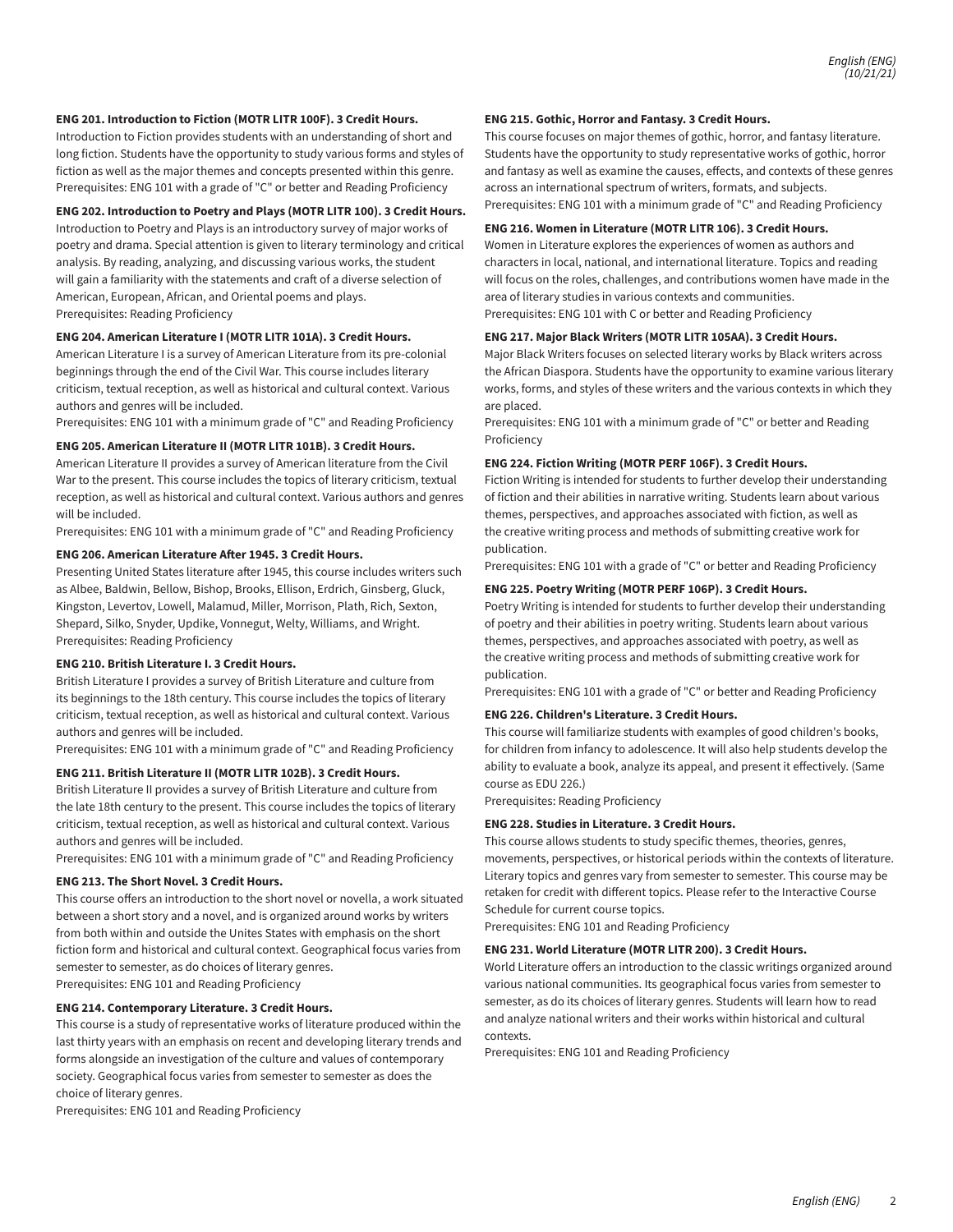**ENG 201. Introduction to Fiction (MOTR LITR 100F). 3 Credit Hours.**

Introduction to Fiction provides students with an understanding of short and long fiction. Students have the opportunity to study various forms and styles of fiction as well as the major themes and concepts presented within this genre.
Prerequisites: ENG 101 with a grade of "C" or better and Reading Proficiency

**ENG 202. Introduction to Poetry and Plays (MOTR LITR 100). 3 Credit Hours.**

Introduction to Poetry and Plays is an introductory survey of major works of poetry and drama. Special attention is given to literary terminology and critical analysis. By reading, analyzing, and discussing various works, the student will gain a familiarity with the statements and craft of a diverse selection of American, European, African, and Oriental poems and plays.
Prerequisites: Reading Proficiency

**ENG 204. American Literature I (MOTR LITR 101A). 3 Credit Hours.**

American Literature I is a survey of American Literature from its pre-colonial beginnings through the end of the Civil War. This course includes literary criticism, textual reception, as well as historical and cultural context. Various authors and genres will be included.
Prerequisites: ENG 101 with a minimum grade of "C" and Reading Proficiency

**ENG 205. American Literature II (MOTR LITR 101B). 3 Credit Hours.**

American Literature II provides a survey of American literature from the Civil War to the present. This course includes the topics of literary criticism, textual reception, as well as historical and cultural context. Various authors and genres will be included.
Prerequisites: ENG 101 with a minimum grade of "C" and Reading Proficiency

**ENG 206. American Literature After 1945. 3 Credit Hours.**

Presenting United States literature after 1945, this course includes writers such as Albee, Baldwin, Bellow, Bishop, Brooks, Ellison, Erdrich, Ginsberg, Gluck, Kingston, Levertov, Lowell, Malamud, Miller, Morrison, Plath, Rich, Sexton, Shepard, Silko, Snyder, Updike, Vonnegut, Welty, Williams, and Wright.
Prerequisites: Reading Proficiency

**ENG 210. British Literature I. 3 Credit Hours.**

British Literature I provides a survey of British Literature and culture from its beginnings to the 18th century. This course includes the topics of literary criticism, textual reception, as well as historical and cultural context. Various authors and genres will be included.
Prerequisites: ENG 101 with a minimum grade of "C" and Reading Proficiency

**ENG 211. British Literature II (MOTR LITR 102B). 3 Credit Hours.**

British Literature II provides a survey of British Literature and culture from the late 18th century to the present. This course includes the topics of literary criticism, textual reception, as well as historical and cultural context. Various authors and genres will be included.
Prerequisites: ENG 101 with a minimum grade of "C" and Reading Proficiency

**ENG 213. The Short Novel. 3 Credit Hours.**

This course offers an introduction to the short novel or novella, a work situated between a short story and a novel, and is organized around works by writers from both within and outside the Unites States with emphasis on the short fiction form and historical and cultural context. Geographical focus varies from semester to semester, as do choices of literary genres.
Prerequisites: ENG 101 and Reading Proficiency

**ENG 214. Contemporary Literature. 3 Credit Hours.**

This course is a study of representative works of literature produced within the last thirty years with an emphasis on recent and developing literary trends and forms alongside an investigation of the culture and values of contemporary society. Geographical focus varies from semester to semester as does the choice of literary genres.
Prerequisites: ENG 101 and Reading Proficiency

**ENG 215. Gothic, Horror and Fantasy. 3 Credit Hours.**

This course focuses on major themes of gothic, horror, and fantasy literature. Students have the opportunity to study representative works of gothic, horror and fantasy as well as examine the causes, effects, and contexts of these genres across an international spectrum of writers, formats, and subjects.
Prerequisites: ENG 101 with a minimum grade of "C" and Reading Proficiency

**ENG 216. Women in Literature (MOTR LITR 106). 3 Credit Hours.**

Women in Literature explores the experiences of women as authors and characters in local, national, and international literature. Topics and reading will focus on the roles, challenges, and contributions women have made in the area of literary studies in various contexts and communities.
Prerequisites: ENG 101 with C or better and Reading Proficiency

**ENG 217. Major Black Writers (MOTR LITR 105AA). 3 Credit Hours.**

Major Black Writers focuses on selected literary works by Black writers across the African Diaspora. Students have the opportunity to examine various literary works, forms, and styles of these writers and the various contexts in which they are placed.
Prerequisites: ENG 101 with a minimum grade of "C" or better and Reading Proficiency

**ENG 224. Fiction Writing (MOTR PERF 106F). 3 Credit Hours.**

Fiction Writing is intended for students to further develop their understanding of fiction and their abilities in narrative writing. Students learn about various themes, perspectives, and approaches associated with fiction, as well as the creative writing process and methods of submitting creative work for publication.
Prerequisites: ENG 101 with a grade of "C" or better and Reading Proficiency

**ENG 225. Poetry Writing (MOTR PERF 106P). 3 Credit Hours.**

Poetry Writing is intended for students to further develop their understanding of poetry and their abilities in poetry writing. Students learn about various themes, perspectives, and approaches associated with poetry, as well as the creative writing process and methods of submitting creative work for publication.
Prerequisites: ENG 101 with a grade of "C" or better and Reading Proficiency

**ENG 226. Children's Literature. 3 Credit Hours.**

This course will familiarize students with examples of good children's books, for children from infancy to adolescence. It will also help students develop the ability to evaluate a book, analyze its appeal, and present it effectively. (Same course as EDU 226.)
Prerequisites: Reading Proficiency

**ENG 228. Studies in Literature. 3 Credit Hours.**

This course allows students to study specific themes, theories, genres, movements, perspectives, or historical periods within the contexts of literature. Literary topics and genres vary from semester to semester. This course may be retaken for credit with different topics. Please refer to the Interactive Course Schedule for current course topics.
Prerequisites: ENG 101 and Reading Proficiency

**ENG 231. World Literature (MOTR LITR 200). 3 Credit Hours.**

World Literature offers an introduction to the classic writings organized around various national communities. Its geographical focus varies from semester to semester, as do its choices of literary genres. Students will learn how to read and analyze national writers and their works within historical and cultural contexts.
Prerequisites: ENG 101 and Reading Proficiency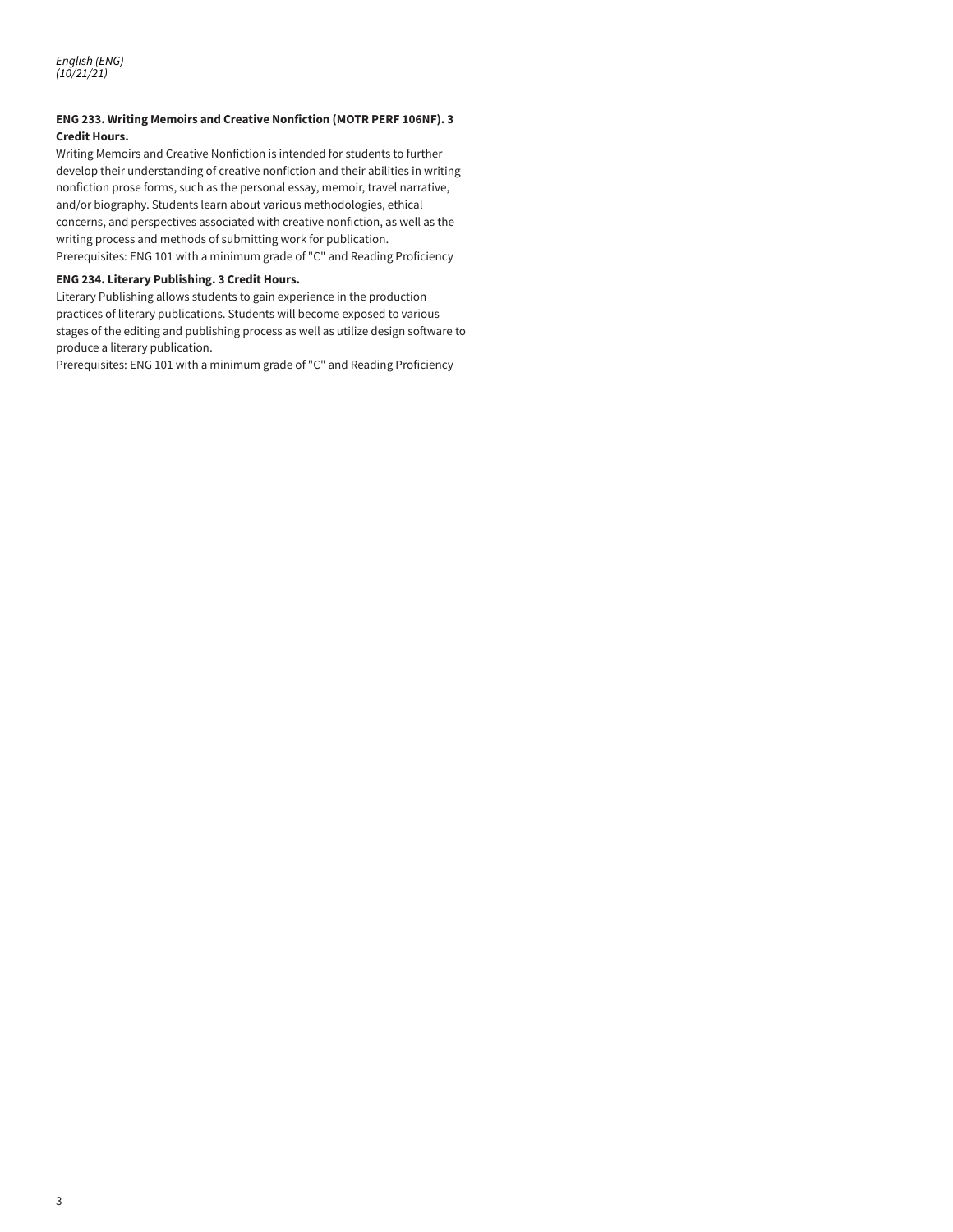**ENG 233. Writing Memoirs and Creative Nonfiction (MOTR PERF 106NF). 3 Credit Hours.**

Writing Memoirs and Creative Nonfiction is intended for students to further develop their understanding of creative nonfiction and their abilities in writing nonfiction prose forms, such as the personal essay, memoir, travel narrative, and/or biography. Students learn about various methodologies, ethical concerns, and perspectives associated with creative nonfiction, as well as the writing process and methods of submitting work for publication.

Prerequisites: ENG 101 with a minimum grade of "C" and Reading Proficiency

**ENG 234. Literary Publishing. 3 Credit Hours.**

Literary Publishing allows students to gain experience in the production practices of literary publications. Students will become exposed to various stages of the editing and publishing process as well as utilize design software to produce a literary publication.

Prerequisites: ENG 101 with a minimum grade of "C" and Reading Proficiency